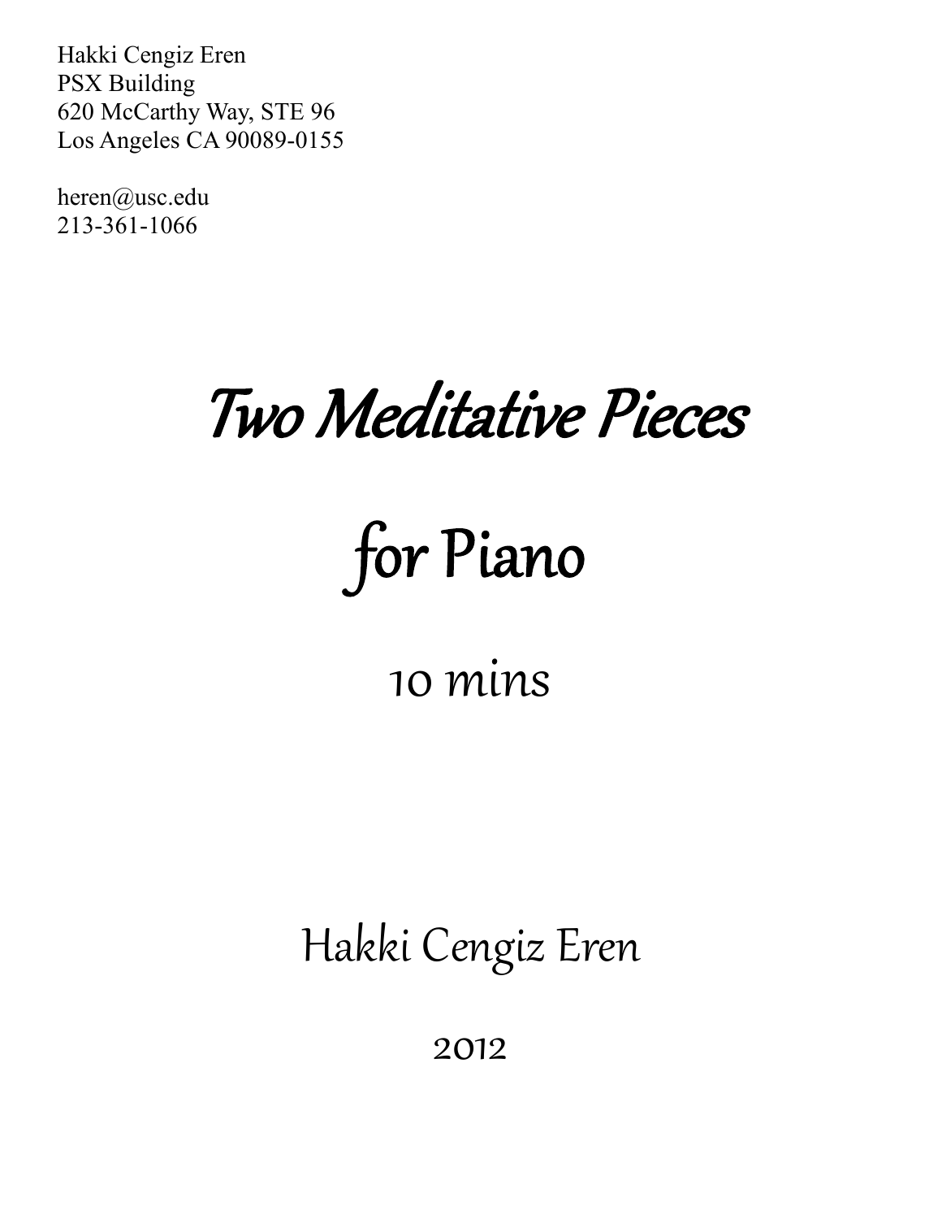Hakki Cengiz Eren
PSX Building
620 McCarthy Way, STE 96
Los Angeles CA 90089-0155

heren@usc.edu
213-361-1066

# *Two Meditative Pieces*

# *for Piano*

10 mins

Hakki Cengiz Eren

2012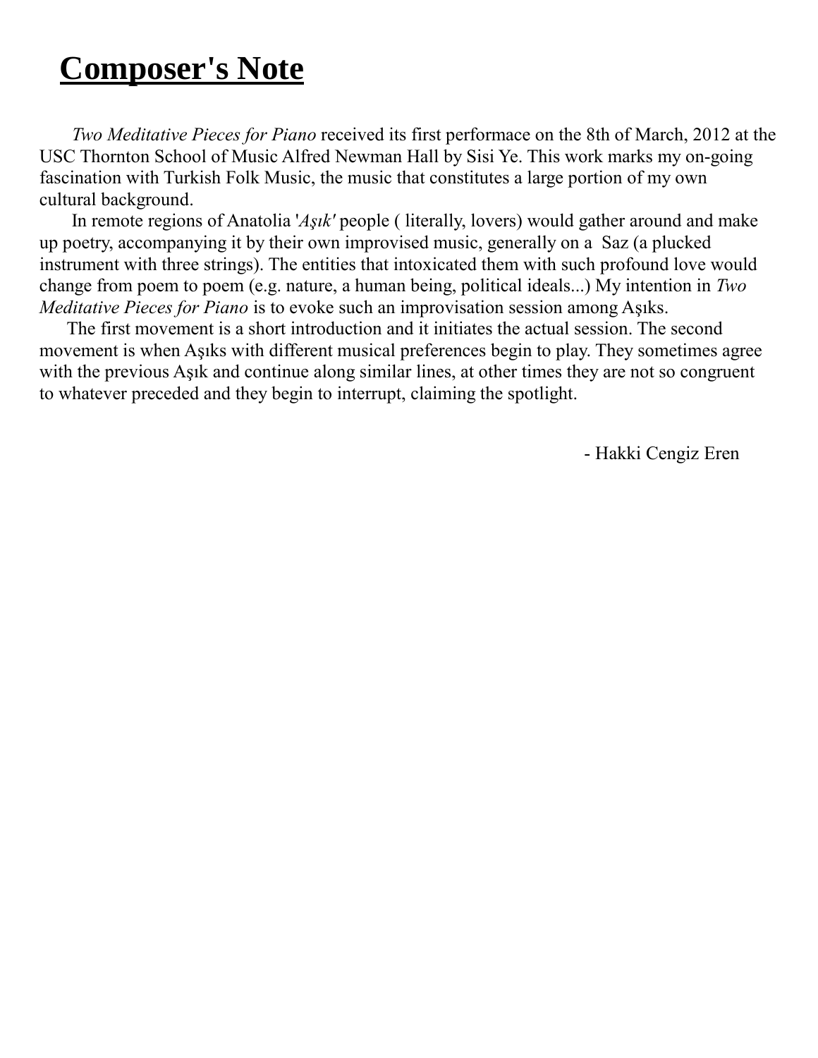# **Composer's Note**

*Two Meditative Pieces for Piano* received its first performace on the 8th of March, 2012 at the USC Thornton School of Music Alfred Newman Hall by Sisi Ye. This work marks my on-going fascination with Turkish Folk Music, the music that constitutes a large portion of my own cultural background.

In remote regions of Anatolia '*Aşık'* people ( literally, lovers) would gather around and make up poetry, accompanying it by their own improvised music, generally on a Saz (a plucked instrument with three strings). The entities that intoxicated them with such profound love would change from poem to poem (e.g. nature, a human being, political ideals...) My intention in *Two Meditative Pieces for Piano* is to evoke such an improvisation session among Aşıks.

The first movement is a short introduction and it initiates the actual session. The second movement is when Aşıks with different musical preferences begin to play. They sometimes agree with the previous Aşık and continue along similar lines, at other times they are not so congruent to whatever preceded and they begin to interrupt, claiming the spotlight.

- Hakki Cengiz Eren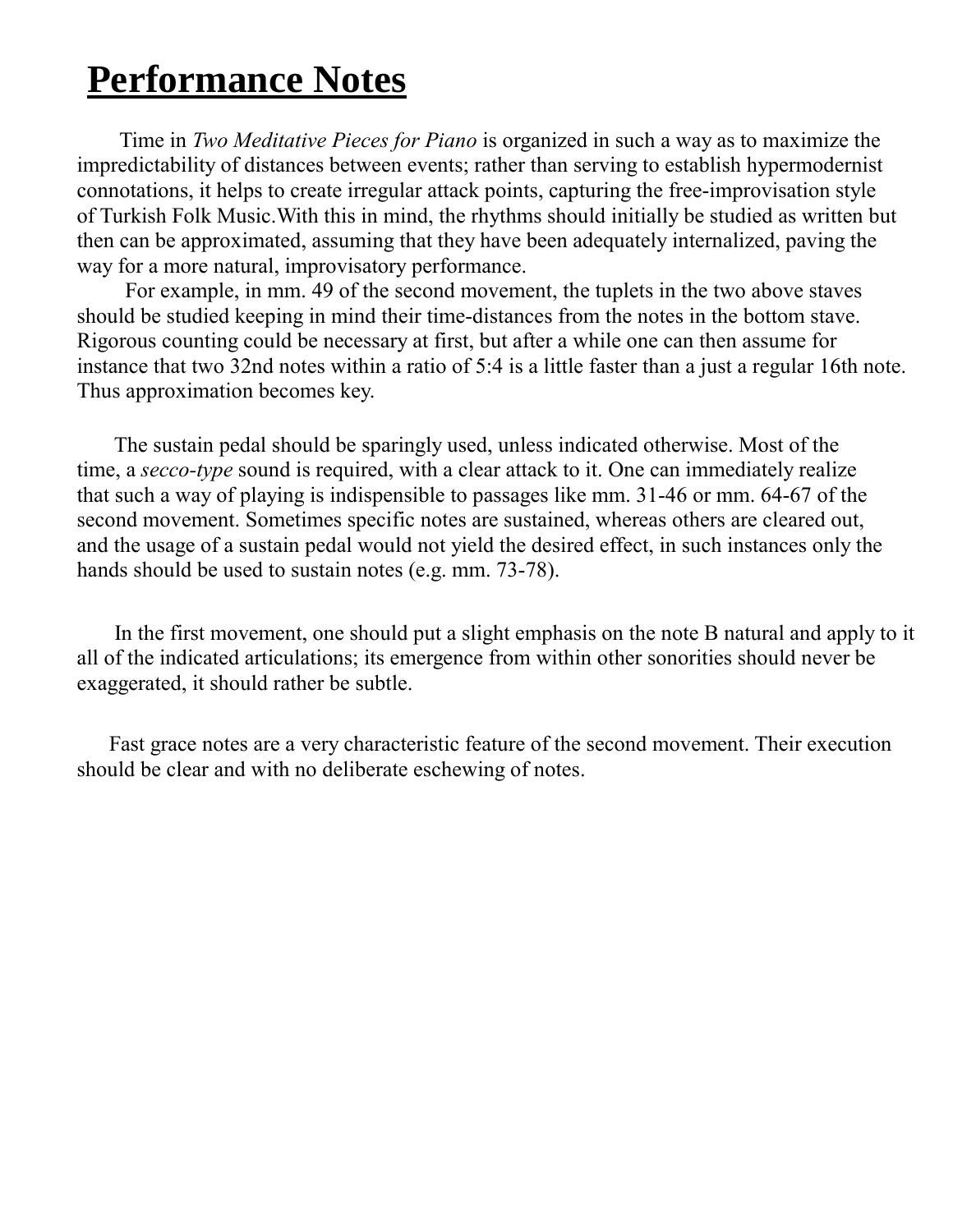# Performance Notes

Time in *Two Meditative Pieces for Piano* is organized in such a way as to maximize the impredictability of distances between events; rather than serving to establish hypermodernist connotations, it helps to create irregular attack points, capturing the free-improvisation style of Turkish Folk Music.With this in mind, the rhythms should initially be studied as written but then can be approximated, assuming that they have been adequately internalized, paving the way for a more natural, improvisatory performance.

For example, in mm. 49 of the second movement, the tuplets in the two above staves should be studied keeping in mind their time-distances from the notes in the bottom stave. Rigorous counting could be necessary at first, but after a while one can then assume for instance that two 32nd notes within a ratio of 5:4 is a little faster than a just a regular 16th note. Thus approximation becomes key.

The sustain pedal should be sparingly used, unless indicated otherwise. Most of the time, a *secco-type* sound is required, with a clear attack to it. One can immediately realize that such a way of playing is indispensible to passages like mm. 31-46 or mm. 64-67 of the second movement. Sometimes specific notes are sustained, whereas others are cleared out, and the usage of a sustain pedal would not yield the desired effect, in such instances only the hands should be used to sustain notes (e.g. mm. 73-78).

In the first movement, one should put a slight emphasis on the note B natural and apply to it all of the indicated articulations; its emergence from within other sonorities should never be exaggerated, it should rather be subtle.

Fast grace notes are a very characteristic feature of the second movement. Their execution should be clear and with no deliberate eschewing of notes.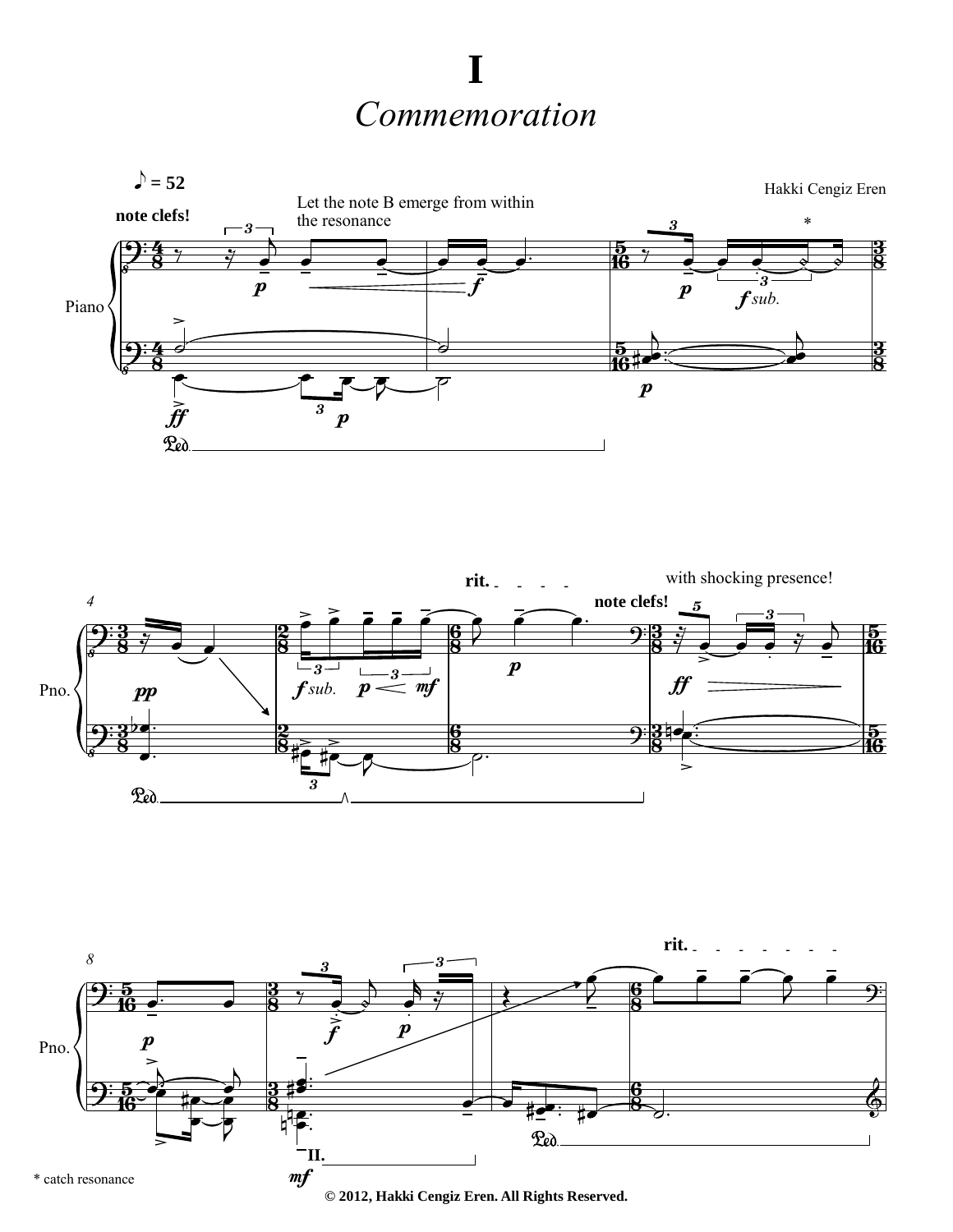# I

## *Commemoration*

Hakki Cengiz Eren

\* catch resonance

© 2012, Hakki Cengiz Eren. All Rights Reserved.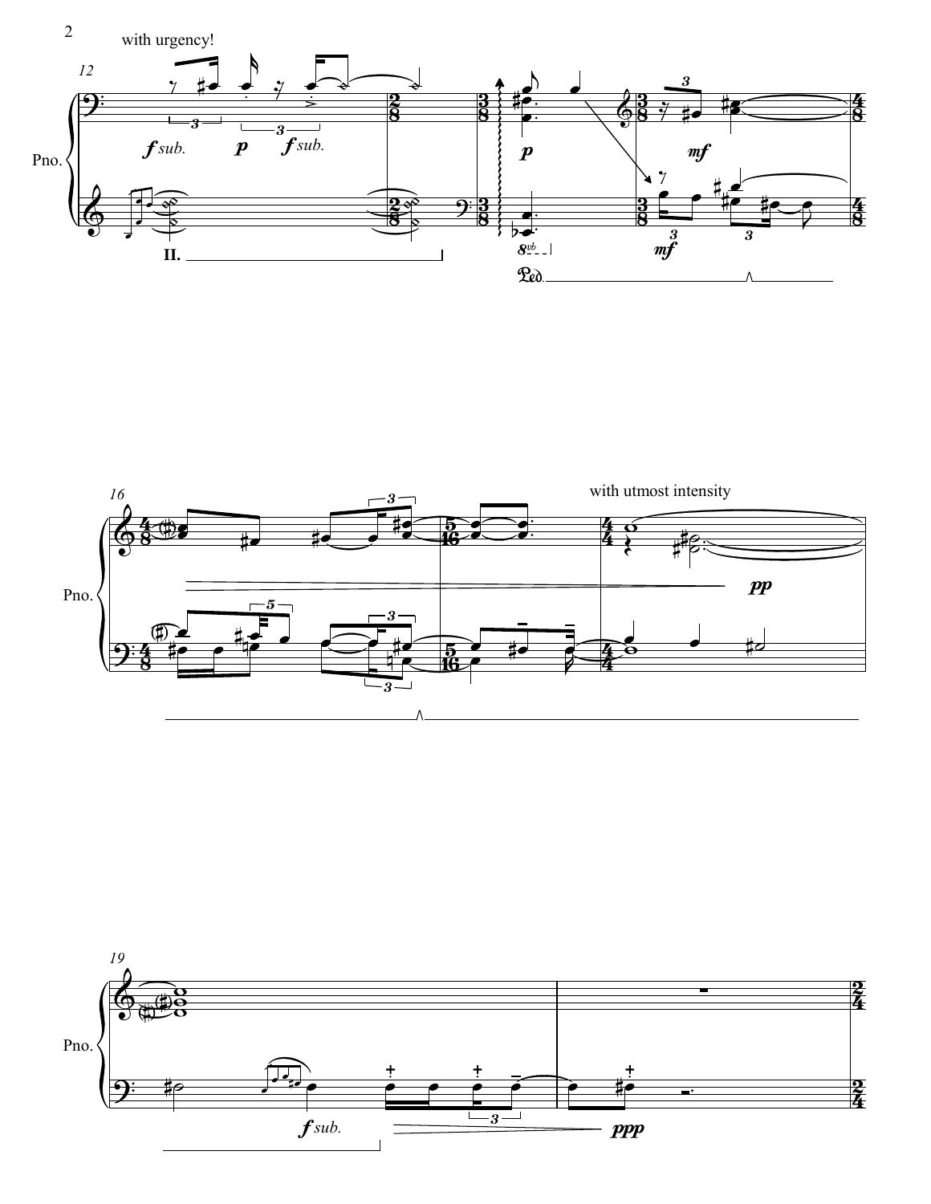with urgency!

with utmost intensity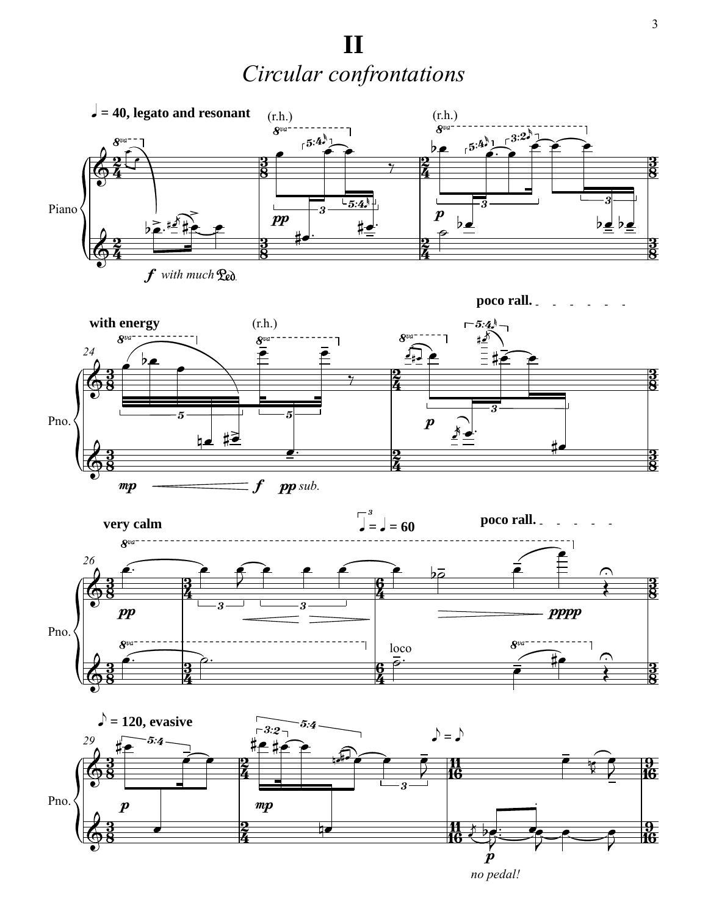# II

## *Circular confrontations*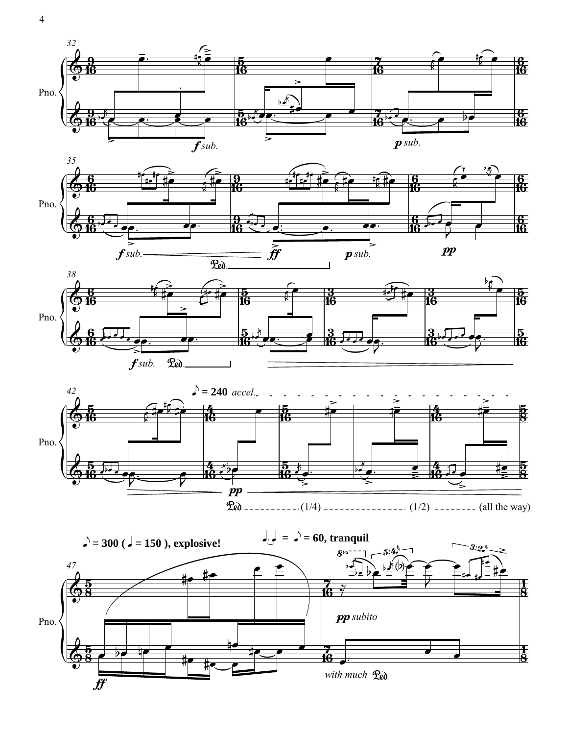Pno.

*f sub.*   *p sub.*

*f sub.*   Ped.   *ff*   *p sub.*   *pp*

*f sub.*   Ped.

♪ = 240 *accel.*

*pp*

Ped. (1/4) (1/2) (all the way)

♪ = 300 ( ♩ = 150 ), explosive!

♩. ♩ = ♪ = 60, tranquil

*ff*

*pp subito*

*with much* Ped.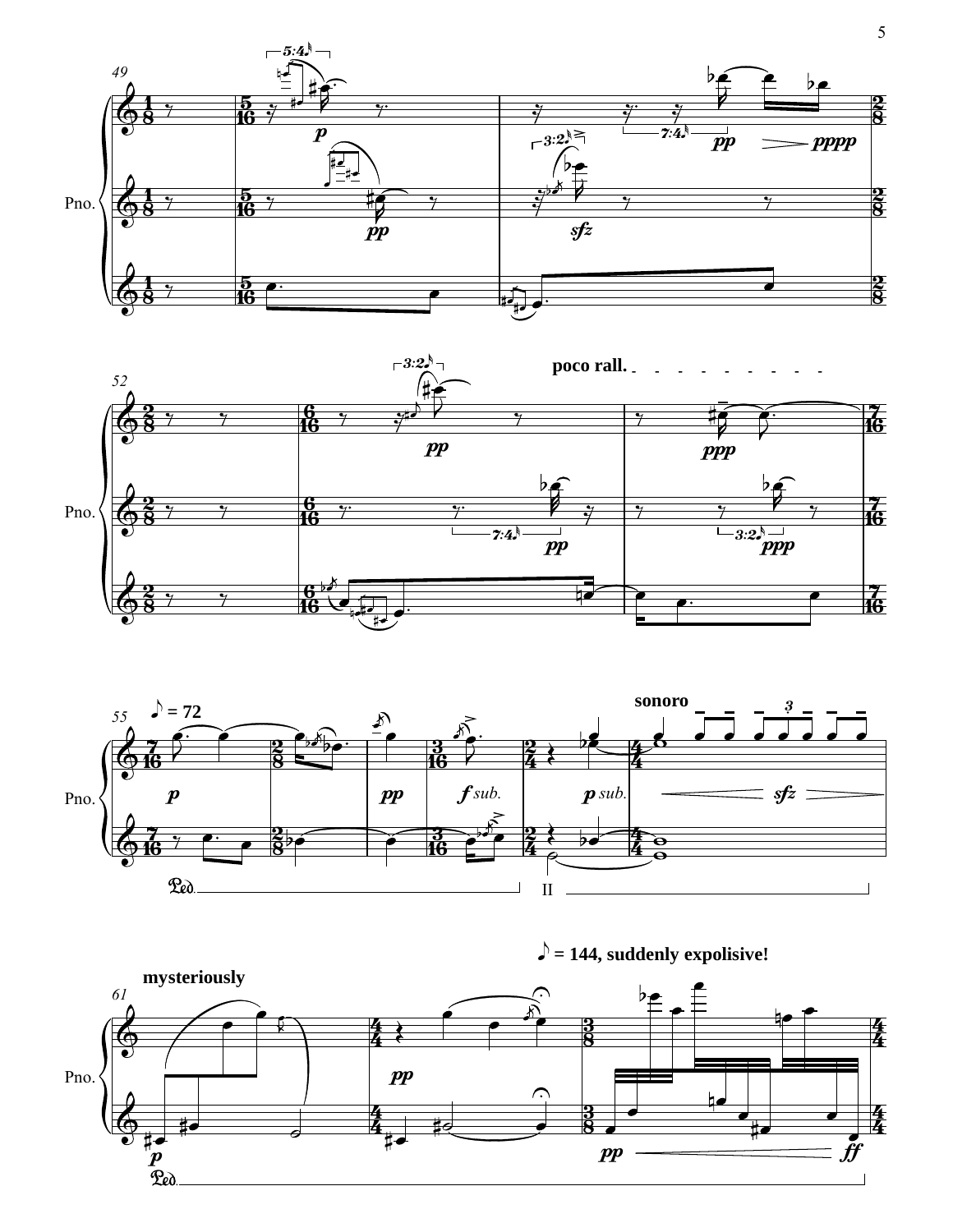49

Pno.

poco rall.

52

Pno.

55 ♪ = 72

sonoro

*f sub.*

*p sub.*

Pno.

II

♪ = 144, suddenly expolisive!

mysteriously

61

Pno.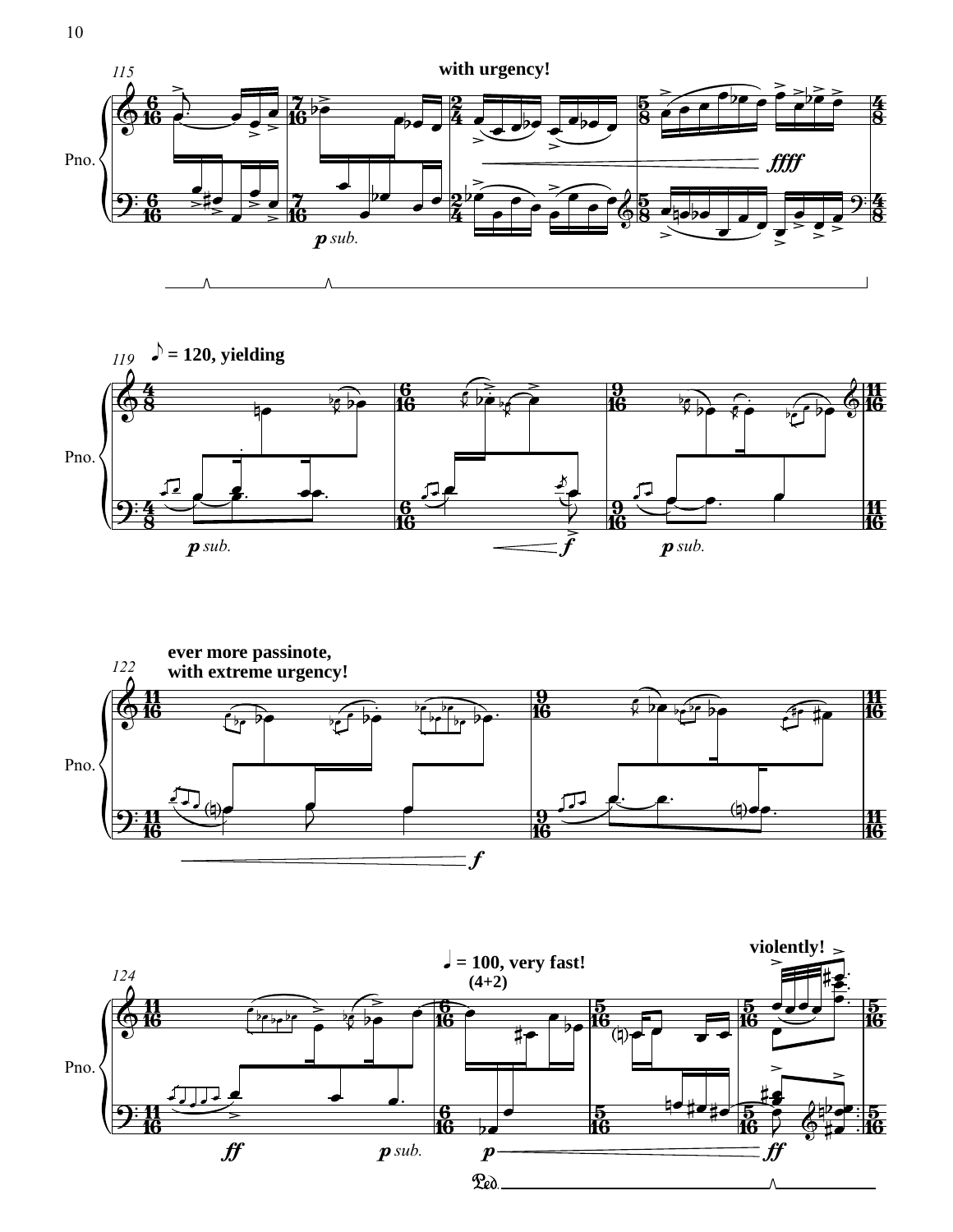115

with urgency!

Pno.

*p sub.*

*ffff*

119 ♪ = 120, yielding

Pno.

*p sub.*

*f*

*p sub.*

122

**ever more passinote, with extreme urgency!**

Pno.

*f*

124

♩ = 100, very fast! (4+2)

violently!

Pno.

*ff*

*p sub.*

*p*

*ff*

Ped.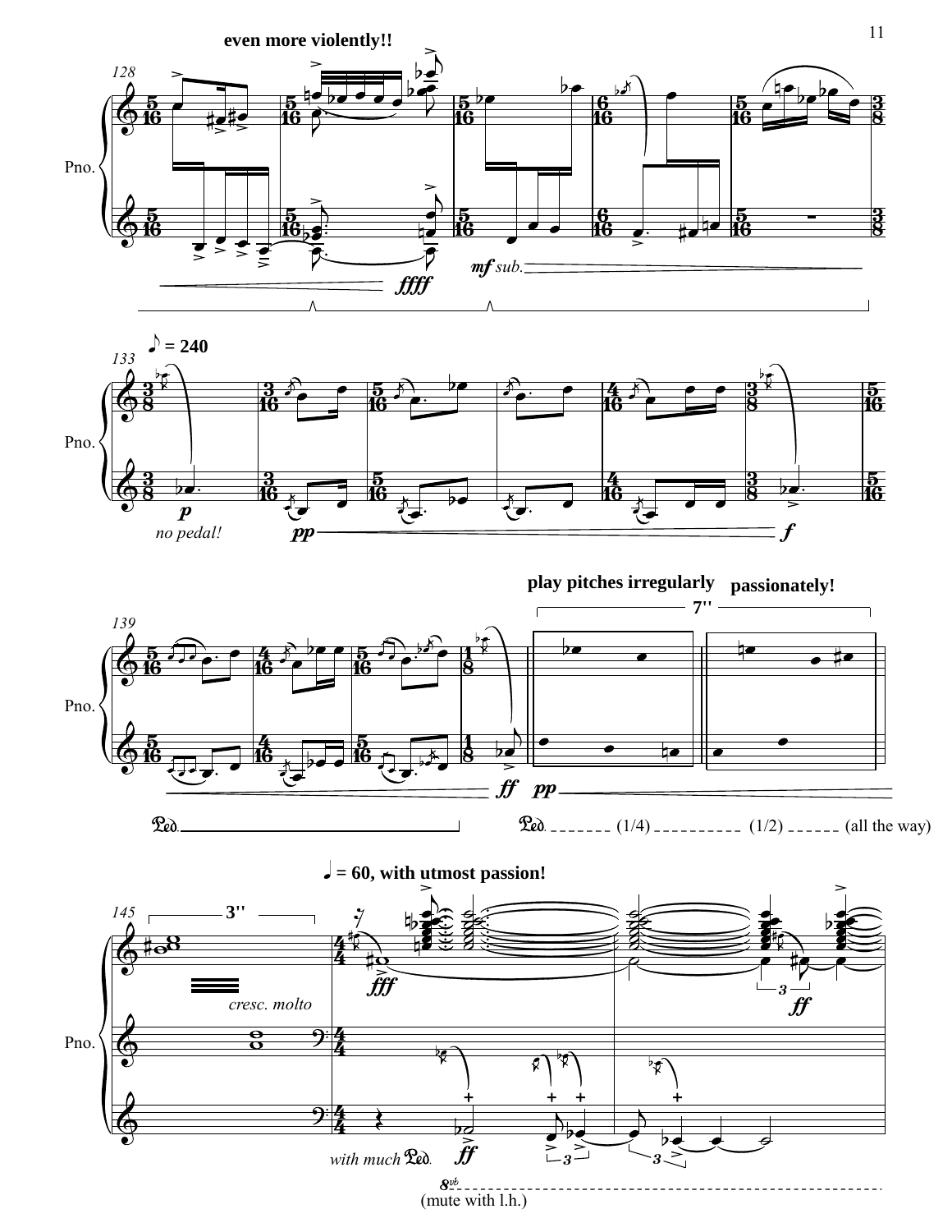**even more violently!!**

128

Pno.

*ffff*

*mf sub.*

♪ = 240

133

*p*

*no pedal!*

*pp*

*f*

**play pitches irregularly** **passionately!**

7''

139

*ff* *pp*

Ped. Ped. (1/4) (1/2) (all the way)

♩ = 60, with utmost passion!

145 3''

*cresc. molto*

*fff*

*ff*

*with much* Ped.

*ff*

8vb

(mute with l.h.)